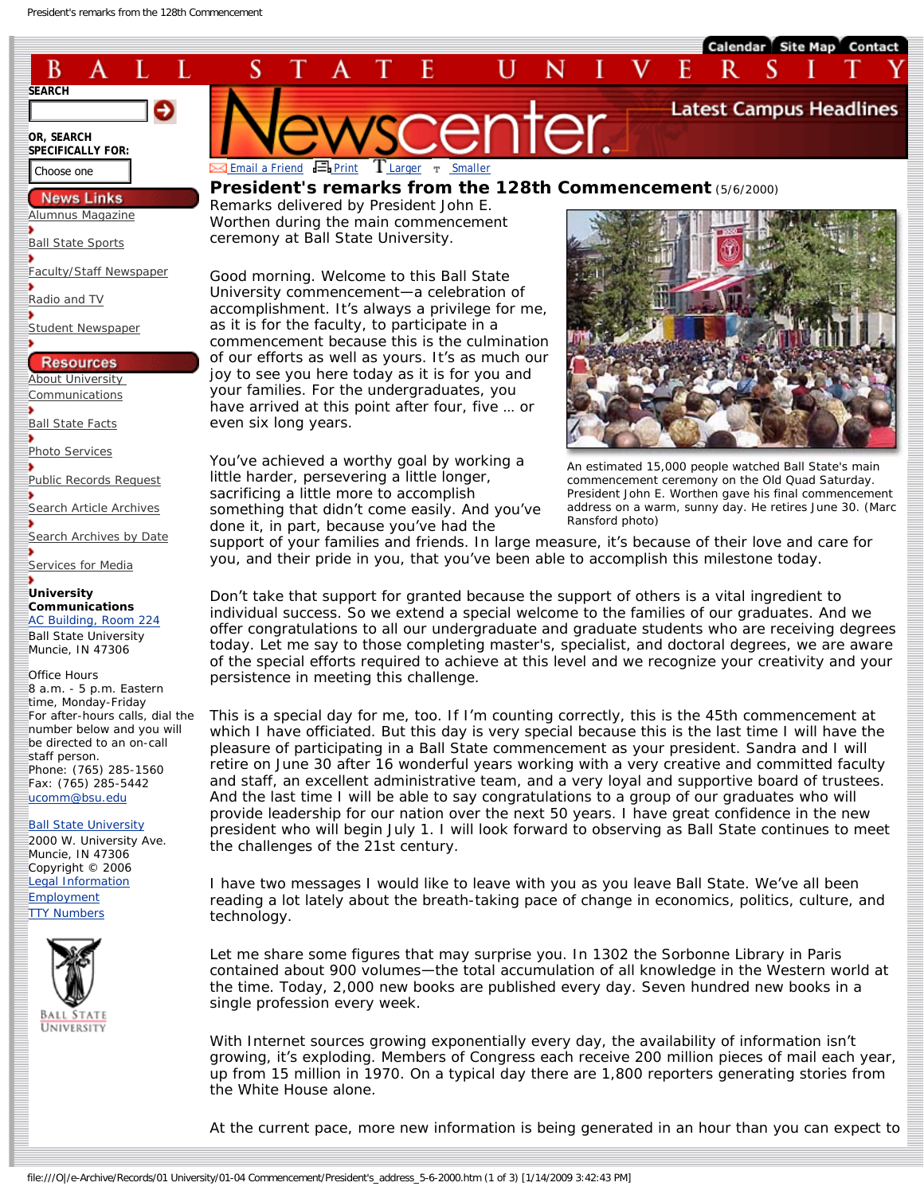# President's remarks from the 128th Commencement (5/6/2000)

Remarks delivered by President John E. Worthen during the main commencement ceremony at Ball State University.

An estimated 15,000 people watched Ball State's main commencement ceremony on the Old Quad Saturday. President John E. Worthen gave his final commencement address on a warm, sunny day. He retires June 30. (Marc Ransford photo)

Good morning. Welcome to this Ball State University commencement—a celebration of accomplishment. It's always a privilege for me, as it is for the faculty, to participate in a commencement because this is the culmination of our efforts as well as yours. It's as much our joy to see you here today as it is for you and your families. For the undergraduates, you have arrived at this point after four, five … or even six long years.

You've achieved a worthy goal by working a little harder, persevering a little longer, sacrificing a little more to accomplish something that didn't come easily. And you've done it, in part, because you've had the support of your families and friends. In large measure, it's because of their love and care for you, and their pride in you, that you've been able to accomplish this milestone today.

Don't take that support for granted because the support of others is a vital ingredient to individual success. So we extend a special welcome to the families of our graduates. And we offer congratulations to all our undergraduate and graduate students who are receiving degrees today. Let me say to those completing master's, specialist, and doctoral degrees, we are aware of the special efforts required to achieve at this level and we recognize your creativity and your persistence in meeting this challenge.

This is a special day for me, too. If I'm counting correctly, this is the 45th commencement at which I have officiated. But this day is very special because this is the last time I will have the pleasure of participating in a Ball State commencement as your president. Sandra and I will retire on June 30 after 16 wonderful years working with a very creative and committed faculty and staff, an excellent administrative team, and a very loyal and supportive board of trustees. And the last time I will be able to say congratulations to a group of our graduates who will provide leadership for our nation over the next 50 years. I have great confidence in the new president who will begin July 1. I will look forward to observing as Ball State continues to meet the challenges of the 21st century.

I have two messages I would like to leave with you as you leave Ball State. We've all been reading a lot lately about the breath-taking pace of change in economics, politics, culture, and technology.

Let me share some figures that may surprise you. In 1302 the Sorbonne Library in Paris contained about 900 volumes—the total accumulation of all knowledge in the Western world at the time. Today, 2,000 new books are published every day. Seven hundred new books in a single profession every week.

With Internet sources growing exponentially every day, the availability of information isn't growing, it's exploding. Members of Congress each receive 200 million pieces of mail each year, up from 15 million in 1970. On a typical day there are 1,800 reporters generating stories from the White House alone.

At the current pace, more new information is being generated in an hour than you can expect to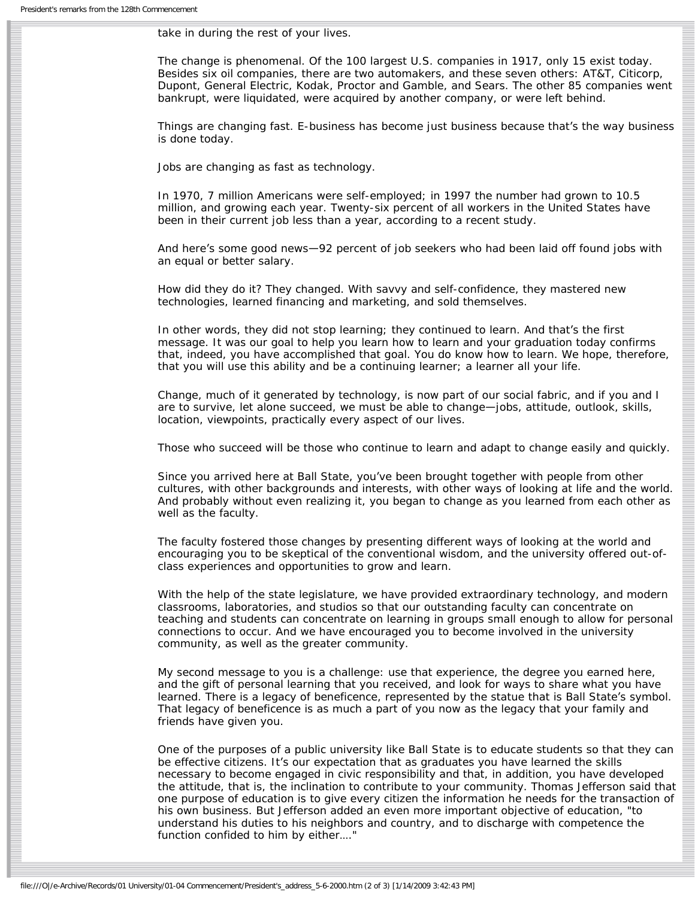take in during the rest of your lives.

The change is phenomenal. Of the 100 largest U.S. companies in 1917, only 15 exist today. Besides six oil companies, there are two automakers, and these seven others: AT&T, Citicorp, Dupont, General Electric, Kodak, Proctor and Gamble, and Sears. The other 85 companies went bankrupt, were liquidated, were acquired by another company, or were left behind.

Things are changing fast. E-business has become just business because that's the way business is done today.

Jobs are changing as fast as technology.

In 1970, 7 million Americans were self-employed; in 1997 the number had grown to 10.5 million, and growing each year. Twenty-six percent of all workers in the United States have been in their current job less than a year, according to a recent study.

And here's some good news—92 percent of job seekers who had been laid off found jobs with an equal or better salary.

How did they do it? They changed. With savvy and self-confidence, they mastered new technologies, learned financing and marketing, and sold themselves.

In other words, they did not stop learning; they continued to learn. And that's the first message. It was our goal to help you learn how to learn and your graduation today confirms that, indeed, you have accomplished that goal. You do know how to learn. We hope, therefore, that you will use this ability and be a continuing learner; a learner all your life.

Change, much of it generated by technology, is now part of our social fabric, and if you and I are to survive, let alone succeed, we must be able to change—jobs, attitude, outlook, skills, location, viewpoints, practically every aspect of our lives.

Those who succeed will be those who continue to learn and adapt to change easily and quickly.

Since you arrived here at Ball State, you've been brought together with people from other cultures, with other backgrounds and interests, with other ways of looking at life and the world. And probably without even realizing it, you began to change as you learned from each other as well as the faculty.

The faculty fostered those changes by presenting different ways of looking at the world and encouraging you to be skeptical of the conventional wisdom, and the university offered out-of-class experiences and opportunities to grow and learn.

With the help of the state legislature, we have provided extraordinary technology, and modern classrooms, laboratories, and studios so that our outstanding faculty can concentrate on teaching and students can concentrate on learning in groups small enough to allow for personal connections to occur. And we have encouraged you to become involved in the university community, as well as the greater community.

My second message to you is a challenge: use that experience, the degree you earned here, and the gift of personal learning that you received, and look for ways to share what you have learned. There is a legacy of beneficence, represented by the statue that is Ball State's symbol. That legacy of beneficence is as much a part of you now as the legacy that your family and friends have given you.

One of the purposes of a public university like Ball State is to educate students so that they can be effective citizens. It's our expectation that as graduates you have learned the skills necessary to become engaged in civic responsibility and that, in addition, you have developed the attitude, that is, the inclination to contribute to your community. Thomas Jefferson said that one purpose of education is to give every citizen the information he needs for the transaction of his own business. But Jefferson added an even more important objective of education, "to understand his duties to his neighbors and country, and to discharge with competence the function confided to him by either…."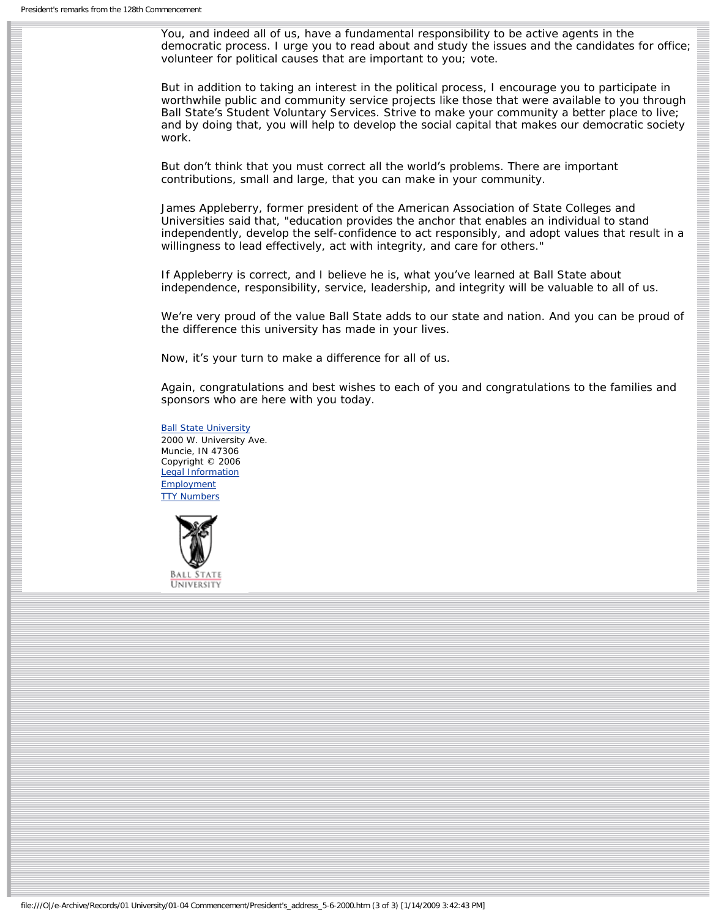You, and indeed all of us, have a fundamental responsibility to be active agents in the democratic process. I urge you to read about and study the issues and the candidates for office; volunteer for political causes that are important to you; vote.

But in addition to taking an interest in the political process, I encourage you to participate in worthwhile public and community service projects like those that were available to you through Ball State's Student Voluntary Services. Strive to make your community a better place to live; and by doing that, you will help to develop the social capital that makes our democratic society work.

But don't think that you must correct all the world's problems. There are important contributions, small and large, that you can make in your community.

James Appleberry, former president of the American Association of State Colleges and Universities said that, "education provides the anchor that enables an individual to stand independently, develop the self-confidence to act responsibly, and adopt values that result in a willingness to lead effectively, act with integrity, and care for others."

If Appleberry is correct, and I believe he is, what you've learned at Ball State about independence, responsibility, service, leadership, and integrity will be valuable to all of us.

We're very proud of the value Ball State adds to our state and nation. And you can be proud of the difference this university has made in your lives.

Now, it's your turn to make a difference for all of us.

Again, congratulations and best wishes to each of you and congratulations to the families and sponsors who are here with you today.

Ball State University
2000 W. University Ave.
Muncie, IN 47306
Copyright © 2006
Legal Information
Employment
TTY Numbers